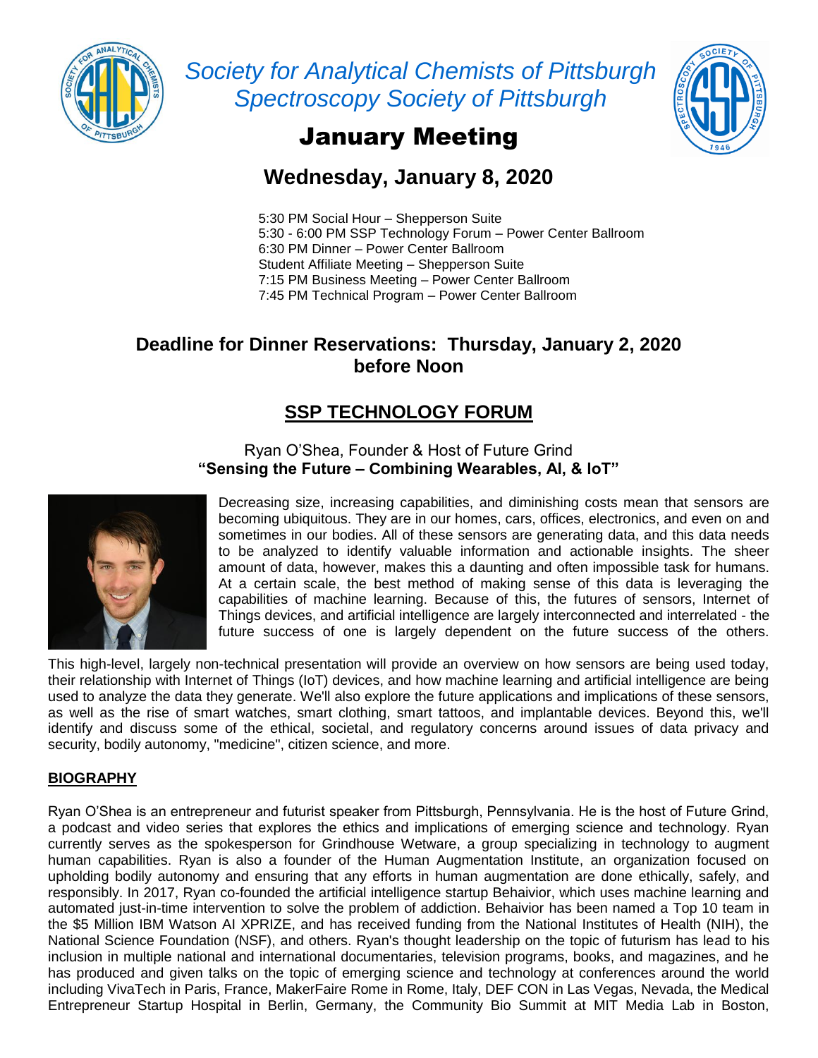# Society for Analytical Chemists of Pittsburgh
# Spectroscopy Society of Pittsburgh

## January Meeting

## Wednesday, January 8, 2020

5:30 PM Social Hour – Shepperson Suite
5:30 - 6:00 PM SSP Technology Forum – Power Center Ballroom
6:30 PM Dinner – Power Center Ballroom
Student Affiliate Meeting – Shepperson Suite
7:15 PM Business Meeting – Power Center Ballroom
7:45 PM Technical Program – Power Center Ballroom

### Deadline for Dinner Reservations: Thursday, January 2, 2020 before Noon

## SSP TECHNOLOGY FORUM

Ryan O'Shea, Founder & Host of Future Grind
**"Sensing the Future – Combining Wearables, AI, & IoT"**

Decreasing size, increasing capabilities, and diminishing costs mean that sensors are becoming ubiquitous. They are in our homes, cars, offices, electronics, and even on and sometimes in our bodies. All of these sensors are generating data, and this data needs to be analyzed to identify valuable information and actionable insights. The sheer amount of data, however, makes this a daunting and often impossible task for humans. At a certain scale, the best method of making sense of this data is leveraging the capabilities of machine learning. Because of this, the futures of sensors, Internet of Things devices, and artificial intelligence are largely interconnected and interrelated - the future success of one is largely dependent on the future success of the others.

This high-level, largely non-technical presentation will provide an overview on how sensors are being used today, their relationship with Internet of Things (IoT) devices, and how machine learning and artificial intelligence are being used to analyze the data they generate. We'll also explore the future applications and implications of these sensors, as well as the rise of smart watches, smart clothing, smart tattoos, and implantable devices. Beyond this, we'll identify and discuss some of the ethical, societal, and regulatory concerns around issues of data privacy and security, bodily autonomy, "medicine", citizen science, and more.

### BIOGRAPHY

Ryan O'Shea is an entrepreneur and futurist speaker from Pittsburgh, Pennsylvania. He is the host of Future Grind, a podcast and video series that explores the ethics and implications of emerging science and technology. Ryan currently serves as the spokesperson for Grindhouse Wetware, a group specializing in technology to augment human capabilities. Ryan is also a founder of the Human Augmentation Institute, an organization focused on upholding bodily autonomy and ensuring that any efforts in human augmentation are done ethically, safely, and responsibly. In 2017, Ryan co-founded the artificial intelligence startup Behaivior, which uses machine learning and automated just-in-time intervention to solve the problem of addiction. Behaivior has been named a Top 10 team in the $5 Million IBM Watson AI XPRIZE, and has received funding from the National Institutes of Health (NIH), the National Science Foundation (NSF), and others. Ryan's thought leadership on the topic of futurism has lead to his inclusion in multiple national and international documentaries, television programs, books, and magazines, and he has produced and given talks on the topic of emerging science and technology at conferences around the world including VivaTech in Paris, France, MakerFaire Rome in Rome, Italy, DEF CON in Las Vegas, Nevada, the Medical Entrepreneur Startup Hospital in Berlin, Germany, the Community Bio Summit at MIT Media Lab in Boston,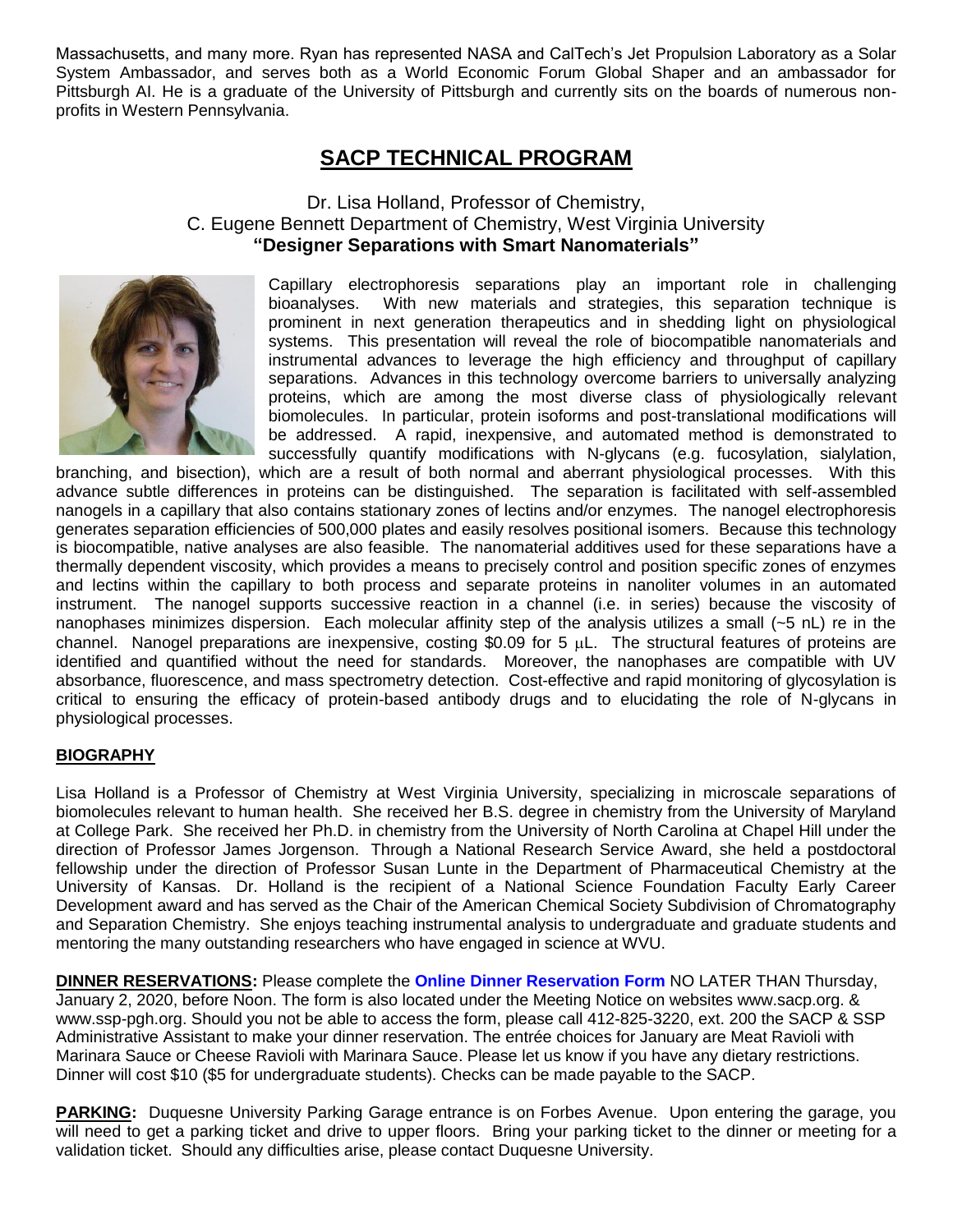Massachusetts, and many more. Ryan has represented NASA and CalTech's Jet Propulsion Laboratory as a Solar System Ambassador, and serves both as a World Economic Forum Global Shaper and an ambassador for Pittsburgh AI. He is a graduate of the University of Pittsburgh and currently sits on the boards of numerous non-profits in Western Pennsylvania.

# SACP TECHNICAL PROGRAM

Dr. Lisa Holland, Professor of Chemistry,
C. Eugene Bennett Department of Chemistry, West Virginia University
**"Designer Separations with Smart Nanomaterials"**

Capillary electrophoresis separations play an important role in challenging bioanalyses. With new materials and strategies, this separation technique is prominent in next generation therapeutics and in shedding light on physiological systems. This presentation will reveal the role of biocompatible nanomaterials and instrumental advances to leverage the high efficiency and throughput of capillary separations. Advances in this technology overcome barriers to universally analyzing proteins, which are among the most diverse class of physiologically relevant biomolecules. In particular, protein isoforms and post-translational modifications will be addressed. A rapid, inexpensive, and automated method is demonstrated to successfully quantify modifications with N-glycans (e.g. fucosylation, sialylation, branching, and bisection), which are a result of both normal and aberrant physiological processes. With this advance subtle differences in proteins can be distinguished. The separation is facilitated with self-assembled nanogels in a capillary that also contains stationary zones of lectins and/or enzymes. The nanogel electrophoresis generates separation efficiencies of 500,000 plates and easily resolves positional isomers. Because this technology is biocompatible, native analyses are also feasible. The nanomaterial additives used for these separations have a thermally dependent viscosity, which provides a means to precisely control and position specific zones of enzymes and lectins within the capillary to both process and separate proteins in nanoliter volumes in an automated instrument. The nanogel supports successive reaction in a channel (i.e. in series) because the viscosity of nanophases minimizes dispersion. Each molecular affinity step of the analysis utilizes a small (~5 nL) re in the channel. Nanogel preparations are inexpensive, costing $0.09 for 5 μL. The structural features of proteins are identified and quantified without the need for standards. Moreover, the nanophases are compatible with UV absorbance, fluorescence, and mass spectrometry detection. Cost-effective and rapid monitoring of glycosylation is critical to ensuring the efficacy of protein-based antibody drugs and to elucidating the role of N-glycans in physiological processes.

## BIOGRAPHY

Lisa Holland is a Professor of Chemistry at West Virginia University, specializing in microscale separations of biomolecules relevant to human health. She received her B.S. degree in chemistry from the University of Maryland at College Park. She received her Ph.D. in chemistry from the University of North Carolina at Chapel Hill under the direction of Professor James Jorgenson. Through a National Research Service Award, she held a postdoctoral fellowship under the direction of Professor Susan Lunte in the Department of Pharmaceutical Chemistry at the University of Kansas. Dr. Holland is the recipient of a National Science Foundation Faculty Early Career Development award and has served as the Chair of the American Chemical Society Subdivision of Chromatography and Separation Chemistry. She enjoys teaching instrumental analysis to undergraduate and graduate students and mentoring the many outstanding researchers who have engaged in science at WVU.

**DINNER RESERVATIONS:** Please complete the **Online Dinner Reservation Form** NO LATER THAN Thursday, January 2, 2020, before Noon. The form is also located under the Meeting Notice on websites www.sacp.org. & www.ssp-pgh.org. Should you not be able to access the form, please call 412-825-3220, ext. 200 the SACP & SSP Administrative Assistant to make your dinner reservation. The entrée choices for January are Meat Ravioli with Marinara Sauce or Cheese Ravioli with Marinara Sauce. Please let us know if you have any dietary restrictions. Dinner will cost $10 ($5 for undergraduate students). Checks can be made payable to the SACP.

**PARKING:** Duquesne University Parking Garage entrance is on Forbes Avenue. Upon entering the garage, you will need to get a parking ticket and drive to upper floors. Bring your parking ticket to the dinner or meeting for a validation ticket. Should any difficulties arise, please contact Duquesne University.